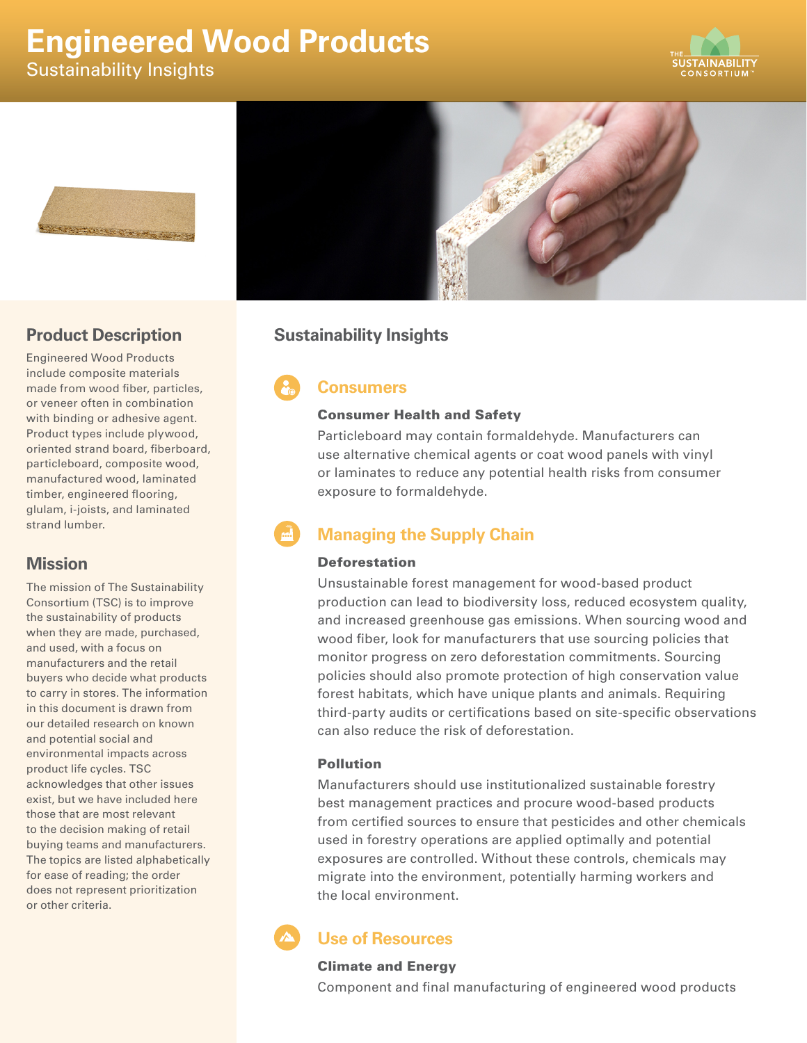# Engineered Wood Products

Sustainability Insights

## Product Description

Engineered Wood Products include composite materials made from wood fiber, particles, or veneer often in combination with binding or adhesive agent. Product types include plywood, oriented strand board, fiberboard, particleboard, composite wood, manufactured wood, laminated timber, engineered flooring, glulam, i-joists, and laminated strand lumber.

## Mission

The mission of The Sustainability Consortium (TSC) is to improve the sustainability of products when they are made, purchased, and used, with a focus on manufacturers and the retail buyers who decide what products to carry in stores. The information in this document is drawn from our detailed research on known and potential social and environmental impacts across product life cycles. TSC acknowledges that other issues exist, but we have included here those that are most relevant to the decision making of retail buying teams and manufacturers. The topics are listed alphabetically for ease of reading; the order does not represent prioritization or other criteria.

## Sustainability Insights

### Consumers

**Consumer Health and Safety**

Particleboard may contain formaldehyde. Manufacturers can use alternative chemical agents or coat wood panels with vinyl or laminates to reduce any potential health risks from consumer exposure to formaldehyde.

### Managing the Supply Chain

**Deforestation**

Unsustainable forest management for wood-based product production can lead to biodiversity loss, reduced ecosystem quality, and increased greenhouse gas emissions. When sourcing wood and wood fiber, look for manufacturers that use sourcing policies that monitor progress on zero deforestation commitments. Sourcing policies should also promote protection of high conservation value forest habitats, which have unique plants and animals. Requiring third-party audits or certifications based on site-specific observations can also reduce the risk of deforestation.

**Pollution**

Manufacturers should use institutionalized sustainable forestry best management practices and procure wood-based products from certified sources to ensure that pesticides and other chemicals used in forestry operations are applied optimally and potential exposures are controlled. Without these controls, chemicals may migrate into the environment, potentially harming workers and the local environment.

### Use of Resources

**Climate and Energy**

Component and final manufacturing of engineered wood products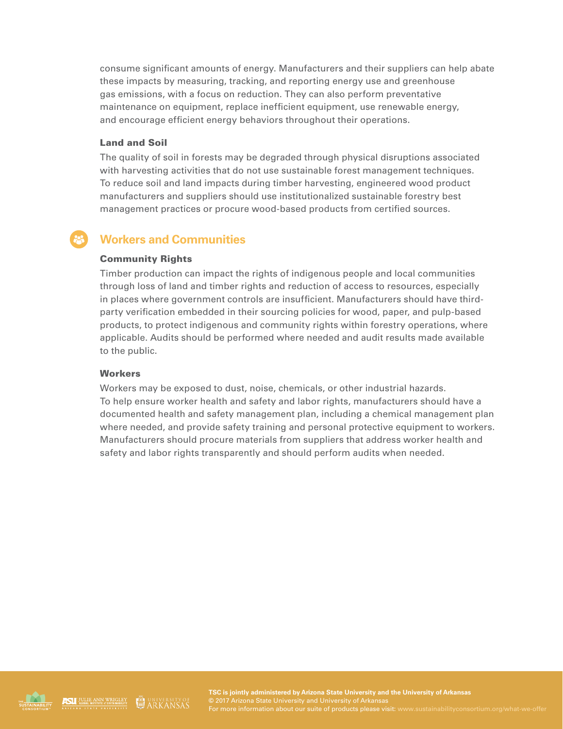consume significant amounts of energy. Manufacturers and their suppliers can help abate these impacts by measuring, tracking, and reporting energy use and greenhouse gas emissions, with a focus on reduction. They can also perform preventative maintenance on equipment, replace inefficient equipment, use renewable energy, and encourage efficient energy behaviors throughout their operations.

### Land and Soil

The quality of soil in forests may be degraded through physical disruptions associated with harvesting activities that do not use sustainable forest management techniques. To reduce soil and land impacts during timber harvesting, engineered wood product manufacturers and suppliers should use institutionalized sustainable forestry best management practices or procure wood-based products from certified sources.

## Workers and Communities

### Community Rights

Timber production can impact the rights of indigenous people and local communities through loss of land and timber rights and reduction of access to resources, especially in places where government controls are insufficient. Manufacturers should have third-party verification embedded in their sourcing policies for wood, paper, and pulp-based products, to protect indigenous and community rights within forestry operations, where applicable. Audits should be performed where needed and audit results made available to the public.

### Workers

Workers may be exposed to dust, noise, chemicals, or other industrial hazards. To help ensure worker health and safety and labor rights, manufacturers should have a documented health and safety management plan, including a chemical management plan where needed, and provide safety training and personal protective equipment to workers. Manufacturers should procure materials from suppliers that address worker health and safety and labor rights transparently and should perform audits when needed.

**TSC is jointly administered by Arizona State University and the University of Arkansas**
© 2017 Arizona State University and University of Arkansas
For more information about our suite of products please visit: www.sustainabilityconsortium.org/what-we-offer